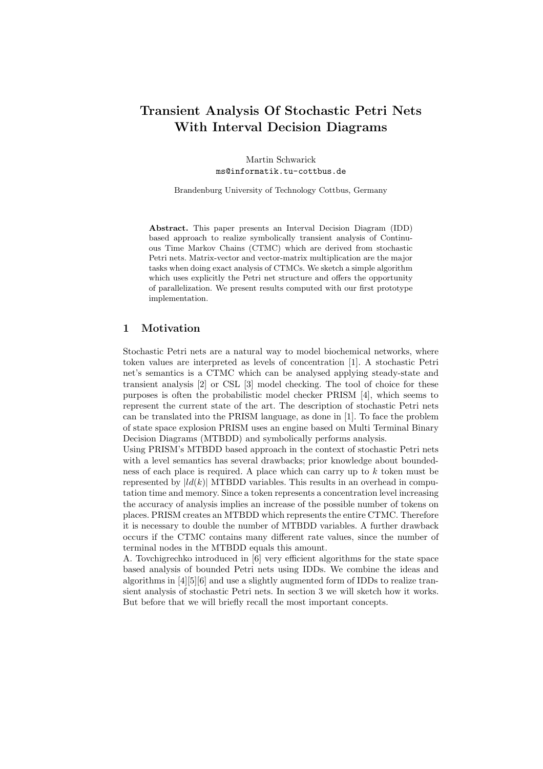# Transient Analysis Of Stochastic Petri Nets With Interval Decision Diagrams

Martin Schwarick
ms@informatik.tu-cottbus.de

Brandenburg University of Technology Cottbus, Germany

**Abstract.** This paper presents an Interval Decision Diagram (IDD) based approach to realize symbolically transient analysis of Continuous Time Markov Chains (CTMC) which are derived from stochastic Petri nets. Matrix-vector and vector-matrix multiplication are the major tasks when doing exact analysis of CTMCs. We sketch a simple algorithm which uses explicitly the Petri net structure and offers the opportunity of parallelization. We present results computed with our first prototype implementation.

## 1 Motivation

Stochastic Petri nets are a natural way to model biochemical networks, where token values are interpreted as levels of concentration [1]. A stochastic Petri net's semantics is a CTMC which can be analysed applying steady-state and transient analysis [2] or CSL [3] model checking. The tool of choice for these purposes is often the probabilistic model checker PRISM [4], which seems to represent the current state of the art. The description of stochastic Petri nets can be translated into the PRISM language, as done in [1]. To face the problem of state space explosion PRISM uses an engine based on Multi Terminal Binary Decision Diagrams (MTBDD) and symbolically performs analysis.
Using PRISM's MTBDD based approach in the context of stochastic Petri nets with a level semantics has several drawbacks; prior knowledge about boundedness of each place is required. A place which can carry up to $k$ token must be represented by $|ld(k)|$ MTBDD variables. This results in an overhead in computation time and memory. Since a token represents a concentration level increasing the accuracy of analysis implies an increase of the possible number of tokens on places. PRISM creates an MTBDD which represents the entire CTMC. Therefore it is necessary to double the number of MTBDD variables. A further drawback occurs if the CTMC contains many different rate values, since the number of terminal nodes in the MTBDD equals this amount.
A. Tovchigrechko introduced in [6] very efficient algorithms for the state space based analysis of bounded Petri nets using IDDs. We combine the ideas and algorithms in [4][5][6] and use a slightly augmented form of IDDs to realize transient analysis of stochastic Petri nets. In section 3 we will sketch how it works. But before that we will briefly recall the most important concepts.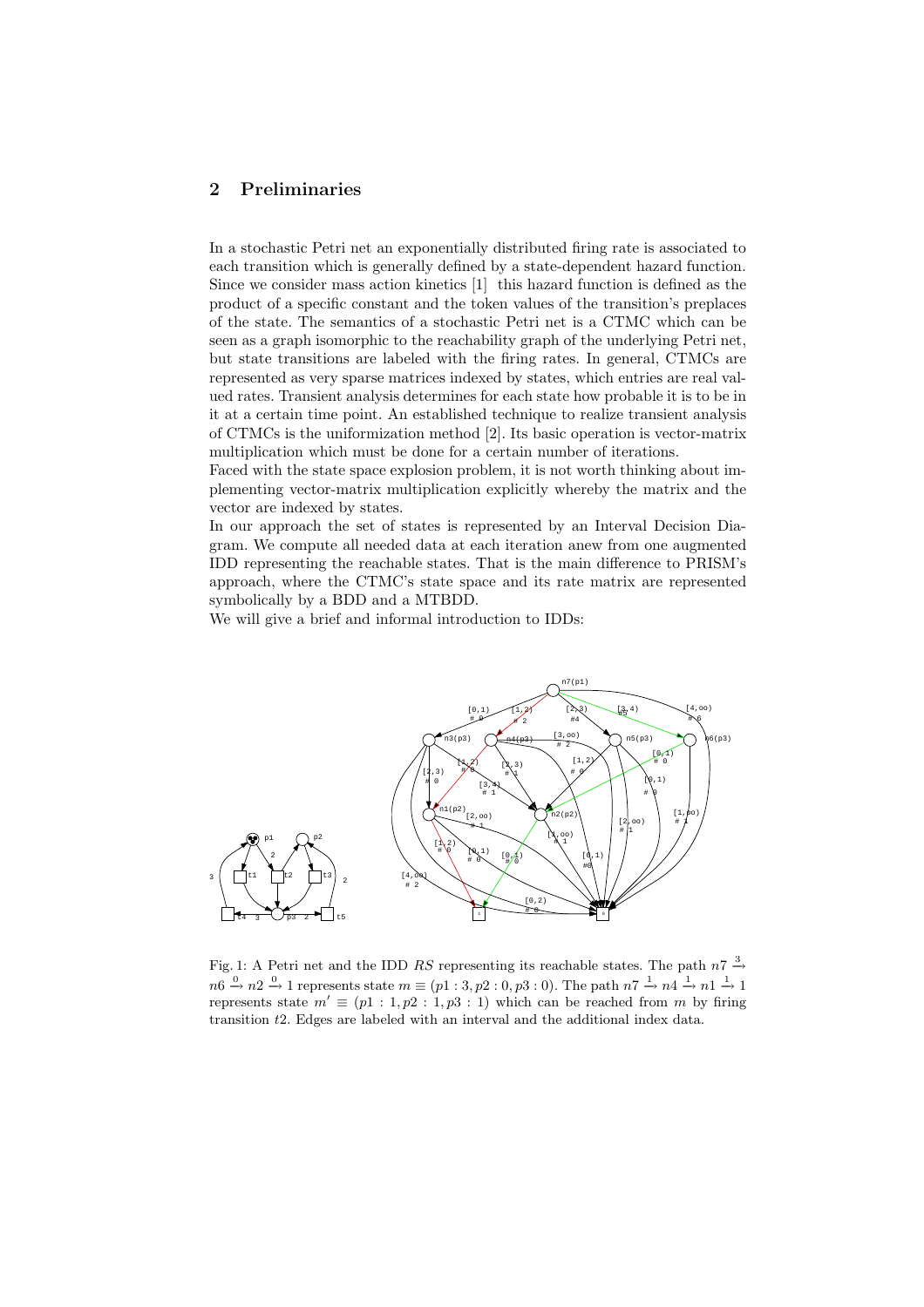## 2 Preliminaries

In a stochastic Petri net an exponentially distributed firing rate is associated to each transition which is generally defined by a state-dependent hazard function. Since we consider mass action kinetics [1] this hazard function is defined as the product of a specific constant and the token values of the transition's preplaces of the state. The semantics of a stochastic Petri net is a CTMC which can be seen as a graph isomorphic to the reachability graph of the underlying Petri net, but state transitions are labeled with the firing rates. In general, CTMCs are represented as very sparse matrices indexed by states, which entries are real valued rates. Transient analysis determines for each state how probable it is to be in it at a certain time point. An established technique to realize transient analysis of CTMCs is the uniformization method [2]. Its basic operation is vector-matrix multiplication which must be done for a certain number of iterations.
Faced with the state space explosion problem, it is not worth thinking about implementing vector-matrix multiplication explicitly whereby the matrix and the vector are indexed by states.
In our approach the set of states is represented by an Interval Decision Diagram. We compute all needed data at each iteration anew from one augmented IDD representing the reachable states. That is the main difference to PRISM's approach, where the CTMC's state space and its rate matrix are represented symbolically by a BDD and a MTBDD.
We will give a brief and informal introduction to IDDs:

Fig. 1: A Petri net and the IDD $RS$ representing its reachable states. The path $n7 \xrightarrow{3} n6 \xrightarrow{0} n2 \xrightarrow{0} 1$ represents state $m \equiv (p1:3, p2:0, p3:0)$. The path $n7 \xrightarrow{1} n4 \xrightarrow{1} n1 \xrightarrow{1} 1$ represents state $m' \equiv (p1:1, p2:1, p3:1)$ which can be reached from $m$ by firing transition $t2$. Edges are labeled with an interval and the additional index data.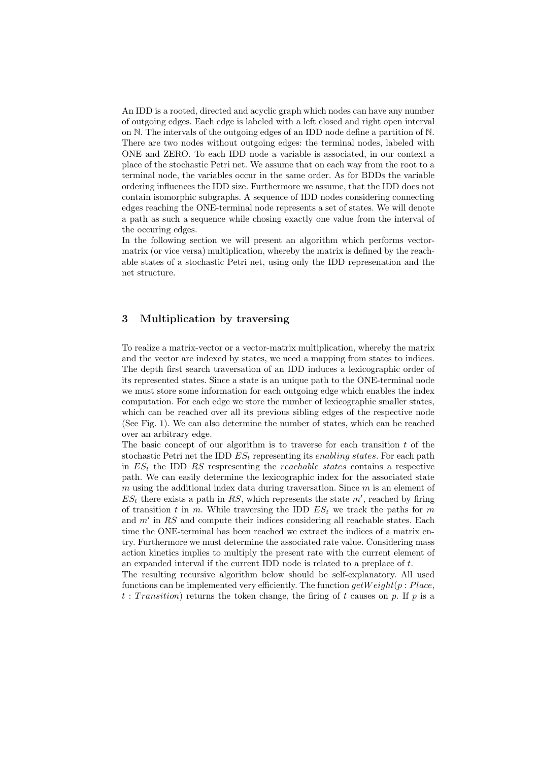An IDD is a rooted, directed and acyclic graph which nodes can have any number of outgoing edges. Each edge is labeled with a left closed and right open interval on $\mathbb{N}$. The intervals of the outgoing edges of an IDD node define a partition of $\mathbb{N}$. There are two nodes without outgoing edges: the terminal nodes, labeled with ONE and ZERO. To each IDD node a variable is associated, in our context a place of the stochastic Petri net. We assume that on each way from the root to a terminal node, the variables occur in the same order. As for BDDs the variable ordering influences the IDD size. Furthermore we assume, that the IDD does not contain isomorphic subgraphs. A sequence of IDD nodes considering connecting edges reaching the ONE-terminal node represents a set of states. We will denote a path as such a sequence while chosing exactly one value from the interval of the occuring edges.
In the following section we will present an algorithm which performs vector-matrix (or vice versa) multiplication, whereby the matrix is defined by the reachable states of a stochastic Petri net, using only the IDD represenation and the net structure.

## 3 Multiplication by traversing

To realize a matrix-vector or a vector-matrix multiplication, whereby the matrix and the vector are indexed by states, we need a mapping from states to indices. The depth first search traversation of an IDD induces a lexicographic order of its represented states. Since a state is an unique path to the ONE-terminal node we must store some information for each outgoing edge which enables the index computation. For each edge we store the number of lexicographic smaller states, which can be reached over all its previous sibling edges of the respective node (See Fig. 1). We can also determine the number of states, which can be reached over an arbitrary edge.
The basic concept of our algorithm is to traverse for each transition $t$ of the stochastic Petri net the IDD $ES_t$ representing its *enabling states*. For each path in $ES_t$ the IDD $RS$ respresenting the *reachable states* contains a respective path. We can easily determine the lexicographic index for the associated state $m$ using the additional index data during traversation. Since $m$ is an element of $ES_t$ there exists a path in $RS$, which represents the state $m'$, reached by firing of transition $t$ in $m$. While traversing the IDD $ES_t$ we track the paths for $m$ and $m'$ in $RS$ and compute their indices considering all reachable states. Each time the ONE-terminal has been reached we extract the indices of a matrix entry. Furthermore we must determine the associated rate value. Considering mass action kinetics implies to multiply the present rate with the current element of an expanded interval if the current IDD node is related to a preplace of $t$.
The resulting recursive algorithm below should be self-explanatory. All used functions can be implemented very efficiently. The function $getWeight(p : Place, t : Transition)$ returns the token change, the firing of $t$ causes on $p$. If $p$ is a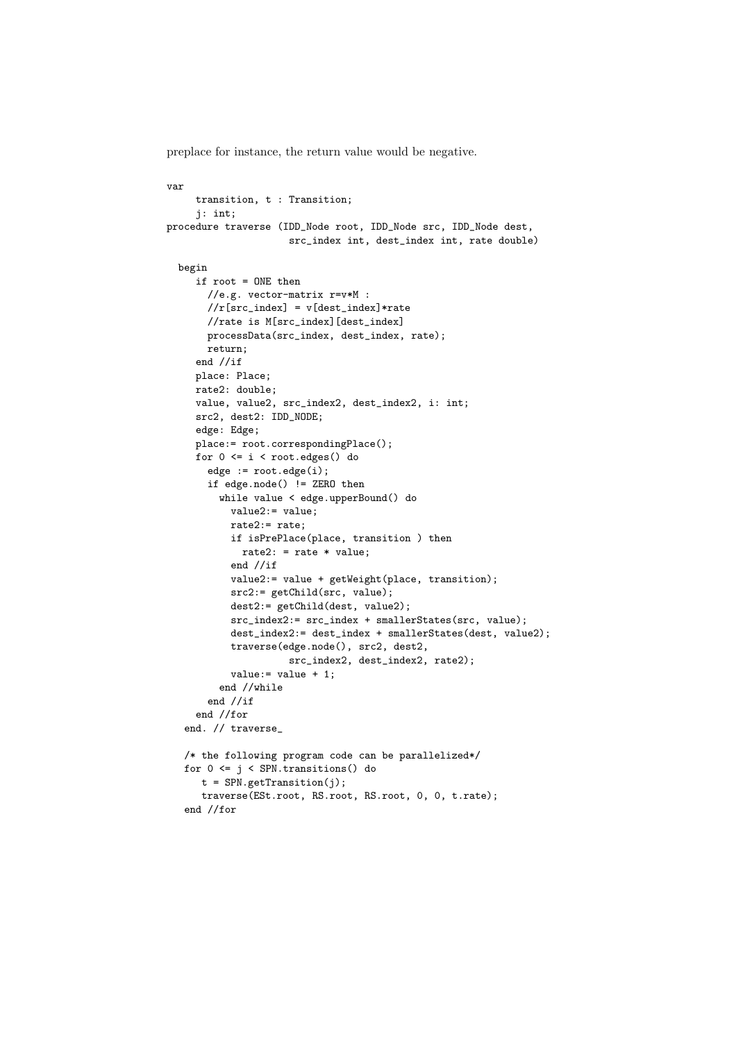preplace for instance, the return value would be negative.

```
var
     transition, t : Transition;
     j: int;
procedure traverse (IDD_Node root, IDD_Node src, IDD_Node dest,
                    src_index int, dest_index int, rate double)

  begin
     if root = ONE then
       //e.g. vector-matrix r=v*M :
       //r[src_index] = v[dest_index]*rate
       //rate is M[src_index][dest_index]
       processData(src_index, dest_index, rate);
       return;
     end //if
     place: Place;
     rate2: double;
     value, value2, src_index2, dest_index2, i: int;
     src2, dest2: IDD_NODE;
     edge: Edge;
     place:= root.correspondingPlace();
     for 0 <= i < root.edges() do
       edge := root.edge(i);
       if edge.node() != ZERO then
         while value < edge.upperBound() do
           value2:= value;
           rate2:= rate;
           if isPrePlace(place, transition ) then
             rate2: = rate * value;
           end //if
           value2:= value + getWeight(place, transition);
           src2:= getChild(src, value);
           dest2:= getChild(dest, value2);
           src_index2:= src_index + smallerStates(src, value);
           dest_index2:= dest_index + smallerStates(dest, value2);
           traverse(edge.node(), src2, dest2,
                    src_index2, dest_index2, rate2);
           value:= value + 1;
         end //while
       end //if
     end //for
   end. // traverse_

   /* the following program code can be parallelized*/
   for 0 <= j < SPN.transitions() do
      t = SPN.getTransition(j);
      traverse(ESt.root, RS.root, RS.root, 0, 0, t.rate);
   end //for
```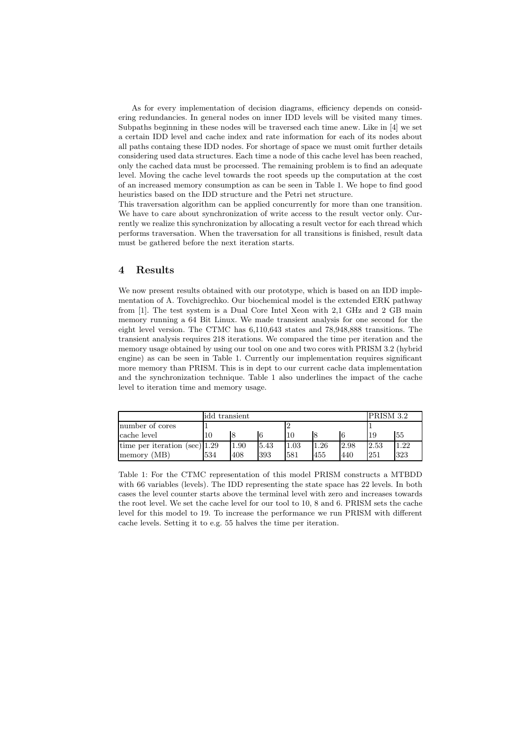As for every implementation of decision diagrams, efficiency depends on considering redundancies. In general nodes on inner IDD levels will be visited many times. Subpaths beginning in these nodes will be traversed each time anew. Like in [4] we set a certain IDD level and cache index and rate information for each of its nodes about all paths containg these IDD nodes. For shortage of space we must omit further details considering used data structures. Each time a node of this cache level has been reached, only the cached data must be processed. The remaining problem is to find an adequate level. Moving the cache level towards the root speeds up the computation at the cost of an increased memory consumption as can be seen in Table 1. We hope to find good heuristics based on the IDD structure and the Petri net structure.

This traversation algorithm can be applied concurrently for more than one transition. We have to care about synchronization of write access to the result vector only. Currently we realize this synchronization by allocating a result vector for each thread which performs traversation. When the traversation for all transitions is finished, result data must be gathered before the next iteration starts.

## 4 Results

We now present results obtained with our prototype, which is based on an IDD implementation of A. Tovchigrechko. Our biochemical model is the extended ERK pathway from [1]. The test system is a Dual Core Intel Xeon with 2,1 GHz and 2 GB main memory running a 64 Bit Linux. We made transient analysis for one second for the eight level version. The CTMC has 6,110,643 states and 78,948,888 transitions. The transient analysis requires 218 iterations. We compared the time per iteration and the memory usage obtained by using our tool on one and two cores with PRISM 3.2 (hybrid engine) as can be seen in Table 1. Currently our implementation requires significant more memory than PRISM. This is in dept to our current cache data implementation and the synchronization technique. Table 1 also underlines the impact of the cache level to iteration time and memory usage.

| | idd transient | | | | | | PRISM 3.2 | |
|---|---|---|---|---|---|---|---|---|
| number of cores | 1 | | | 2 | | | 1 | |
| cache level | 10 | 8 | 6 | 10 | 8 | 6 | 19 | 55 |
| time per iteration (sec) | 1.29 | 1.90 | 5.43 | 1.03 | 1.26 | 2.98 | 2.53 | 1.22 |
| memory (MB) | 534 | 408 | 393 | 581 | 455 | 440 | 251 | 323 |

Table 1: For the CTMC representation of this model PRISM constructs a MTBDD with 66 variables (levels). The IDD representing the state space has 22 levels. In both cases the level counter starts above the terminal level with zero and increases towards the root level. We set the cache level for our tool to 10, 8 and 6. PRISM sets the cache level for this model to 19. To increase the performance we run PRISM with different cache levels. Setting it to e.g. 55 halves the time per iteration.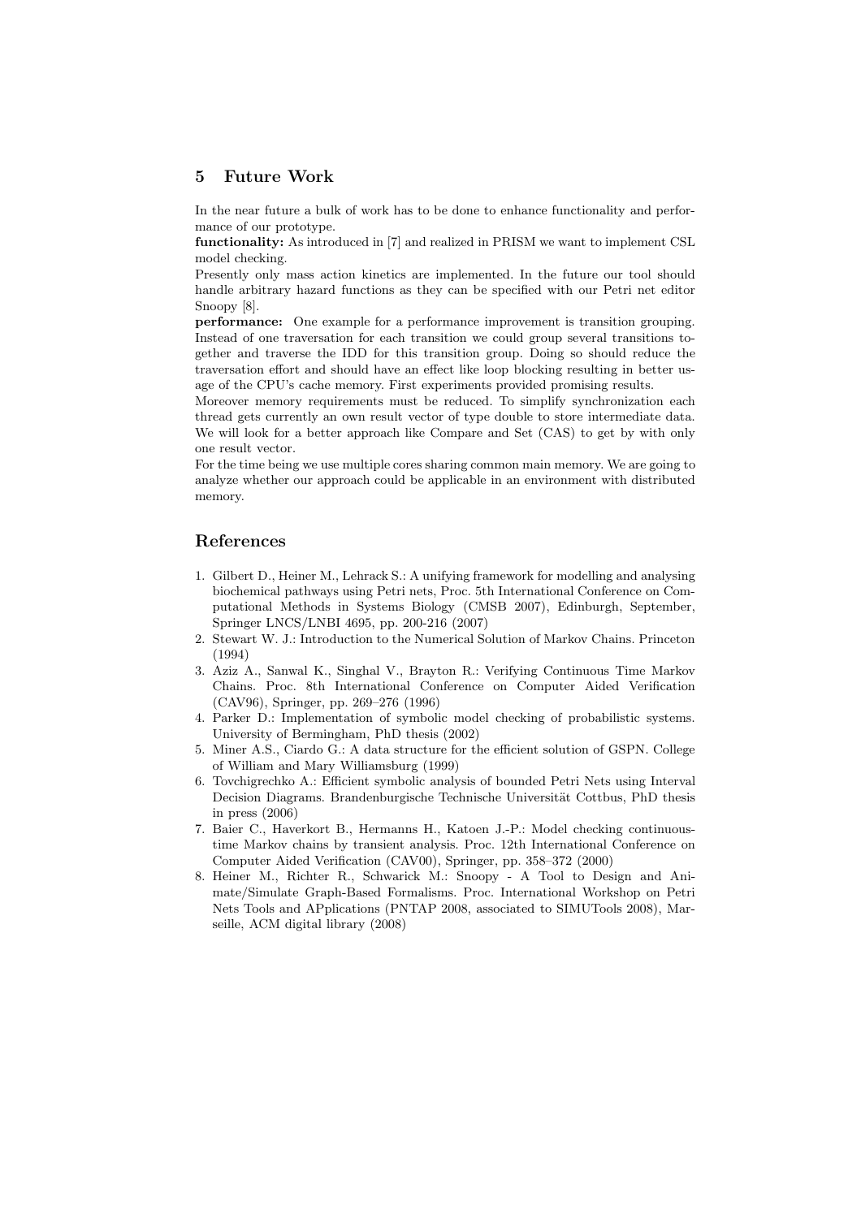## 5 Future Work

In the near future a bulk of work has to be done to enhance functionality and performance of our prototype.

**functionality:** As introduced in [7] and realized in PRISM we want to implement CSL model checking.

Presently only mass action kinetics are implemented. In the future our tool should handle arbitrary hazard functions as they can be specified with our Petri net editor Snoopy [8].

**performance:** One example for a performance improvement is transition grouping. Instead of one traversation for each transition we could group several transitions together and traverse the IDD for this transition group. Doing so should reduce the traversation effort and should have an effect like loop blocking resulting in better usage of the CPU's cache memory. First experiments provided promising results.

Moreover memory requirements must be reduced. To simplify synchronization each thread gets currently an own result vector of type double to store intermediate data. We will look for a better approach like Compare and Set (CAS) to get by with only one result vector.

For the time being we use multiple cores sharing common main memory. We are going to analyze whether our approach could be applicable in an environment with distributed memory.

## References

1. Gilbert D., Heiner M., Lehrack S.: A unifying framework for modelling and analysing biochemical pathways using Petri nets, Proc. 5th International Conference on Computational Methods in Systems Biology (CMSB 2007), Edinburgh, September, Springer LNCS/LNBI 4695, pp. 200-216 (2007)
2. Stewart W. J.: Introduction to the Numerical Solution of Markov Chains. Princeton (1994)
3. Aziz A., Sanwal K., Singhal V., Brayton R.: Verifying Continuous Time Markov Chains. Proc. 8th International Conference on Computer Aided Verification (CAV96), Springer, pp. 269–276 (1996)
4. Parker D.: Implementation of symbolic model checking of probabilistic systems. University of Bermingham, PhD thesis (2002)
5. Miner A.S., Ciardo G.: A data structure for the efficient solution of GSPN. College of William and Mary Williamsburg (1999)
6. Tovchigrechko A.: Efficient symbolic analysis of bounded Petri Nets using Interval Decision Diagrams. Brandenburgische Technische Universität Cottbus, PhD thesis in press (2006)
7. Baier C., Haverkort B., Hermanns H., Katoen J.-P.: Model checking continuous-time Markov chains by transient analysis. Proc. 12th International Conference on Computer Aided Verification (CAV00), Springer, pp. 358–372 (2000)
8. Heiner M., Richter R., Schwarick M.: Snoopy - A Tool to Design and Animate/Simulate Graph-Based Formalisms. Proc. International Workshop on Petri Nets Tools and APplications (PNTAP 2008, associated to SIMUTools 2008), Marseille, ACM digital library (2008)